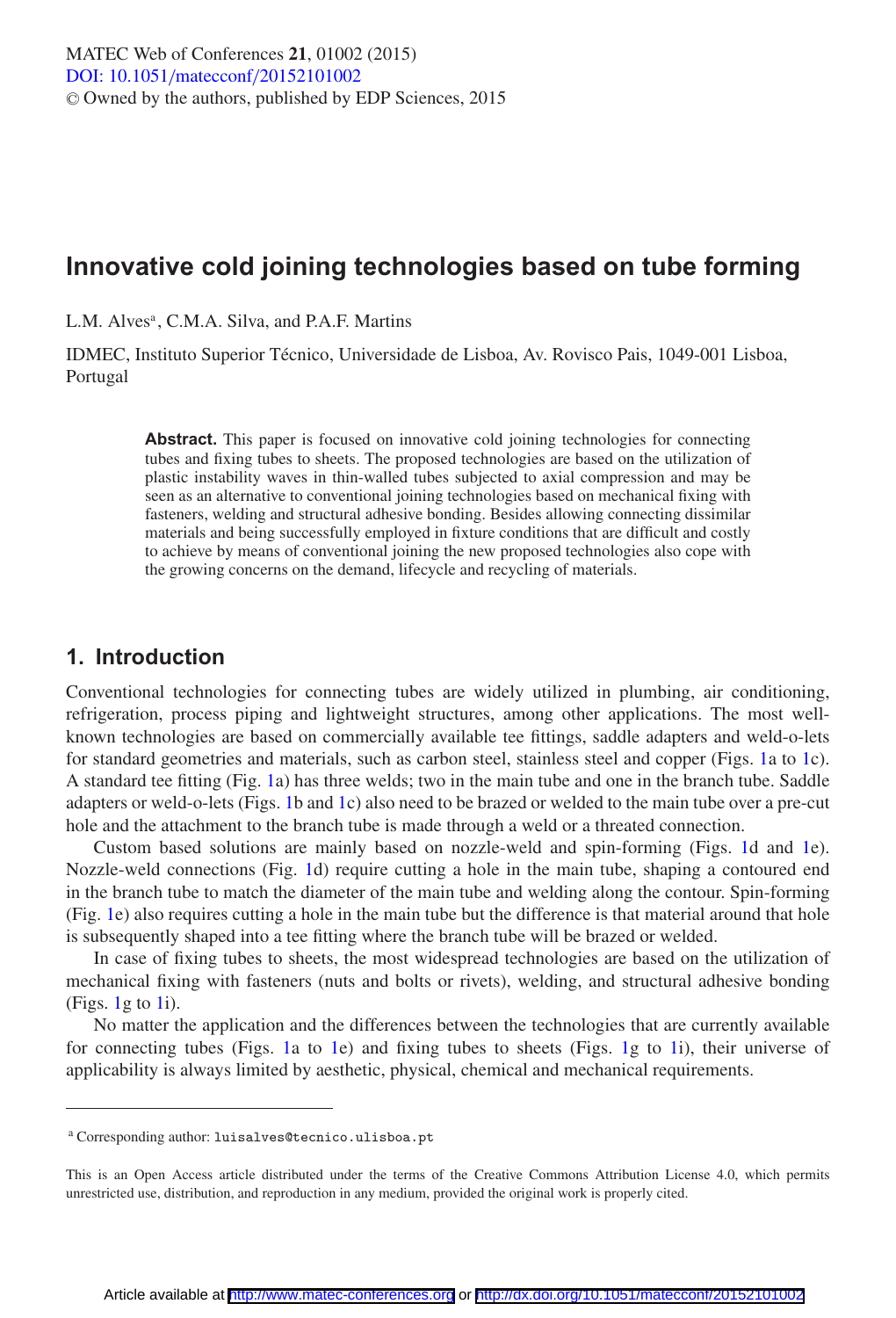# Innovative cold joining technologies based on tube forming

L.M. Alves[a], C.M.A. Silva, and P.A.F. Martins

IDMEC, Instituto Superior Técnico, Universidade de Lisboa, Av. Rovisco Pais, 1049-001 Lisboa, Portugal

**Abstract.** This paper is focused on innovative cold joining technologies for connecting tubes and fixing tubes to sheets. The proposed technologies are based on the utilization of plastic instability waves in thin-walled tubes subjected to axial compression and may be seen as an alternative to conventional joining technologies based on mechanical fixing with fasteners, welding and structural adhesive bonding. Besides allowing connecting dissimilar materials and being successfully employed in fixture conditions that are difficult and costly to achieve by means of conventional joining the new proposed technologies also cope with the growing concerns on the demand, lifecycle and recycling of materials.

## 1. Introduction

Conventional technologies for connecting tubes are widely utilized in plumbing, air conditioning, refrigeration, process piping and lightweight structures, among other applications. The most well-known technologies are based on commercially available tee fittings, saddle adapters and weld-o-lets for standard geometries and materials, such as carbon steel, stainless steel and copper (Figs. 1a to 1c). A standard tee fitting (Fig. 1a) has three welds; two in the main tube and one in the branch tube. Saddle adapters or weld-o-lets (Figs. 1b and 1c) also need to be brazed or welded to the main tube over a pre-cut hole and the attachment to the branch tube is made through a weld or a threated connection.

Custom based solutions are mainly based on nozzle-weld and spin-forming (Figs. 1d and 1e). Nozzle-weld connections (Fig. 1d) require cutting a hole in the main tube, shaping a contoured end in the branch tube to match the diameter of the main tube and welding along the contour. Spin-forming (Fig. 1e) also requires cutting a hole in the main tube but the difference is that material around that hole is subsequently shaped into a tee fitting where the branch tube will be brazed or welded.

In case of fixing tubes to sheets, the most widespread technologies are based on the utilization of mechanical fixing with fasteners (nuts and bolts or rivets), welding, and structural adhesive bonding (Figs. 1g to 1i).

No matter the application and the differences between the technologies that are currently available for connecting tubes (Figs. 1a to 1e) and fixing tubes to sheets (Figs. 1g to 1i), their universe of applicability is always limited by aesthetic, physical, chemical and mechanical requirements.

---

[a] Corresponding author: luisalves@tecnico.ulisboa.pt

This is an Open Access article distributed under the terms of the Creative Commons Attribution License 4.0, which permits unrestricted use, distribution, and reproduction in any medium, provided the original work is properly cited.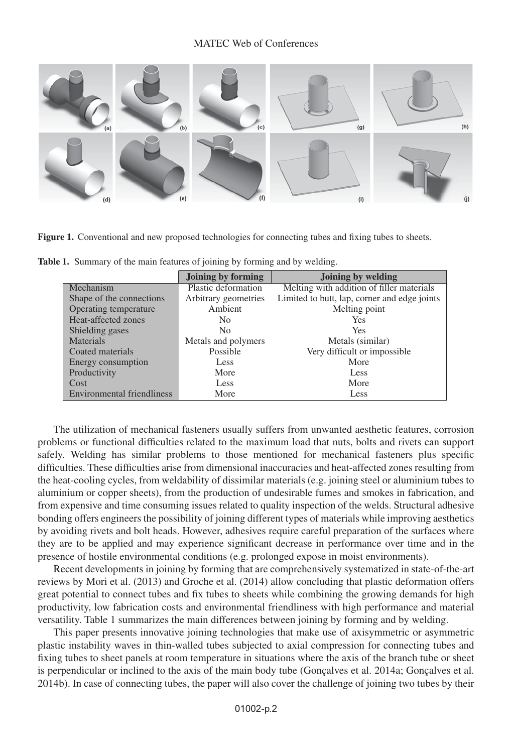Figure 1. Conventional and new proposed technologies for connecting tubes and fixing tubes to sheets.

Table 1. Summary of the main features of joining by forming and by welding.

| | Joining by forming | Joining by welding |
|---|---|---|
| Mechanism | Plastic deformation | Melting with addition of filler materials |
| Shape of the connections | Arbitrary geometries | Limited to butt, lap, corner and edge joints |
| Operating temperature | Ambient | Melting point |
| Heat-affected zones | No | Yes |
| Shielding gases | No | Yes |
| Materials | Metals and polymers | Metals (similar) |
| Coated materials | Possible | Very difficult or impossible |
| Energy consumption | Less | More |
| Productivity | More | Less |
| Cost | Less | More |
| Environmental friendliness | More | Less |

The utilization of mechanical fasteners usually suffers from unwanted aesthetic features, corrosion problems or functional difficulties related to the maximum load that nuts, bolts and rivets can support safely. Welding has similar problems to those mentioned for mechanical fasteners plus specific difficulties. These difficulties arise from dimensional inaccuracies and heat-affected zones resulting from the heat-cooling cycles, from weldability of dissimilar materials (e.g. joining steel or aluminium tubes to aluminium or copper sheets), from the production of undesirable fumes and smokes in fabrication, and from expensive and time consuming issues related to quality inspection of the welds. Structural adhesive bonding offers engineers the possibility of joining different types of materials while improving aesthetics by avoiding rivets and bolt heads. However, adhesives require careful preparation of the surfaces where they are to be applied and may experience significant decrease in performance over time and in the presence of hostile environmental conditions (e.g. prolonged expose in moist environments).

Recent developments in joining by forming that are comprehensively systematized in state-of-the-art reviews by Mori et al. (2013) and Groche et al. (2014) allow concluding that plastic deformation offers great potential to connect tubes and fix tubes to sheets while combining the growing demands for high productivity, low fabrication costs and environmental friendliness with high performance and material versatility. Table 1 summarizes the main differences between joining by forming and by welding.

This paper presents innovative joining technologies that make use of axisymmetric or asymmetric plastic instability waves in thin-walled tubes subjected to axial compression for connecting tubes and fixing tubes to sheet panels at room temperature in situations where the axis of the branch tube or sheet is perpendicular or inclined to the axis of the main body tube (Gonçalves et al. 2014a; Gonçalves et al. 2014b). In case of connecting tubes, the paper will also cover the challenge of joining two tubes by their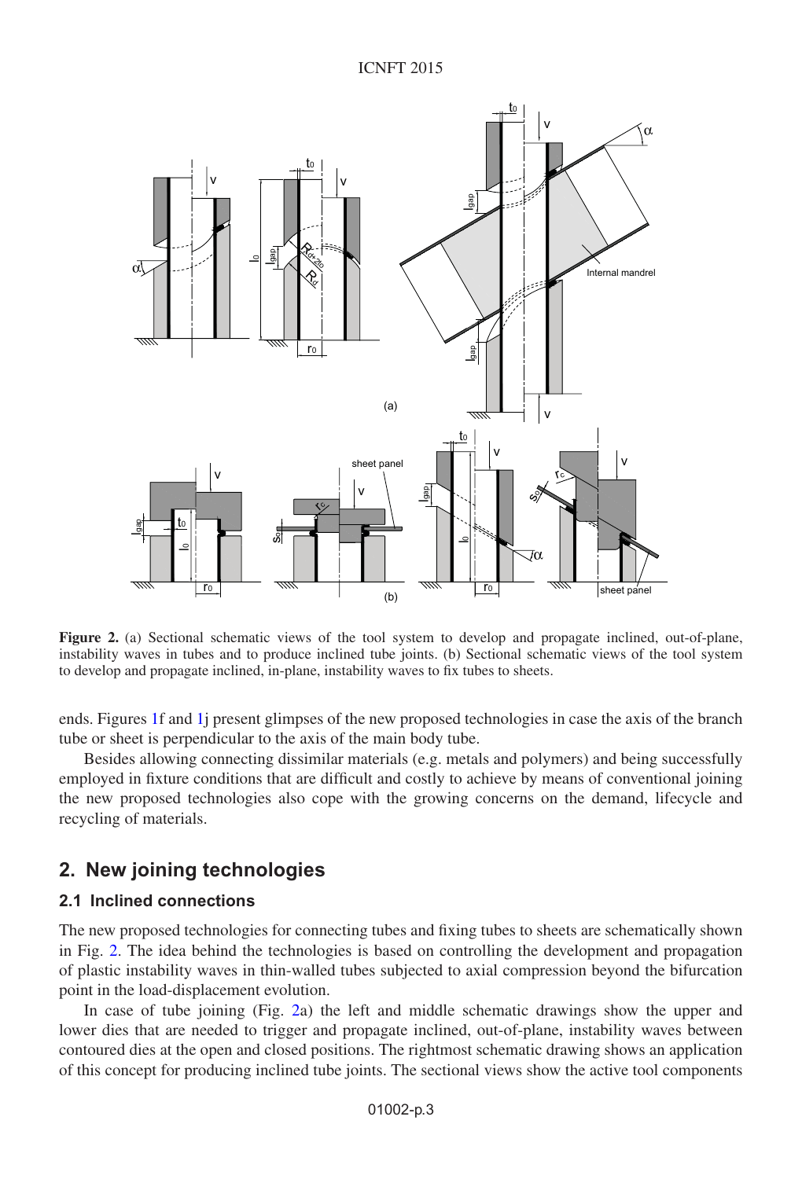**Figure 2.** (a) Sectional schematic views of the tool system to develop and propagate inclined, out-of-plane, instability waves in tubes and to produce inclined tube joints. (b) Sectional schematic views of the tool system to develop and propagate inclined, in-plane, instability waves to fix tubes to sheets.

ends. Figures 1f and 1j present glimpses of the new proposed technologies in case the axis of the branch tube or sheet is perpendicular to the axis of the main body tube.

Besides allowing connecting dissimilar materials (e.g. metals and polymers) and being successfully employed in fixture conditions that are difficult and costly to achieve by means of conventional joining the new proposed technologies also cope with the growing concerns on the demand, lifecycle and recycling of materials.

## 2. New joining technologies

### 2.1 Inclined connections

The new proposed technologies for connecting tubes and fixing tubes to sheets are schematically shown in Fig. 2. The idea behind the technologies is based on controlling the development and propagation of plastic instability waves in thin-walled tubes subjected to axial compression beyond the bifurcation point in the load-displacement evolution.

In case of tube joining (Fig. 2a) the left and middle schematic drawings show the upper and lower dies that are needed to trigger and propagate inclined, out-of-plane, instability waves between contoured dies at the open and closed positions. The rightmost schematic drawing shows an application of this concept for producing inclined tube joints. The sectional views show the active tool components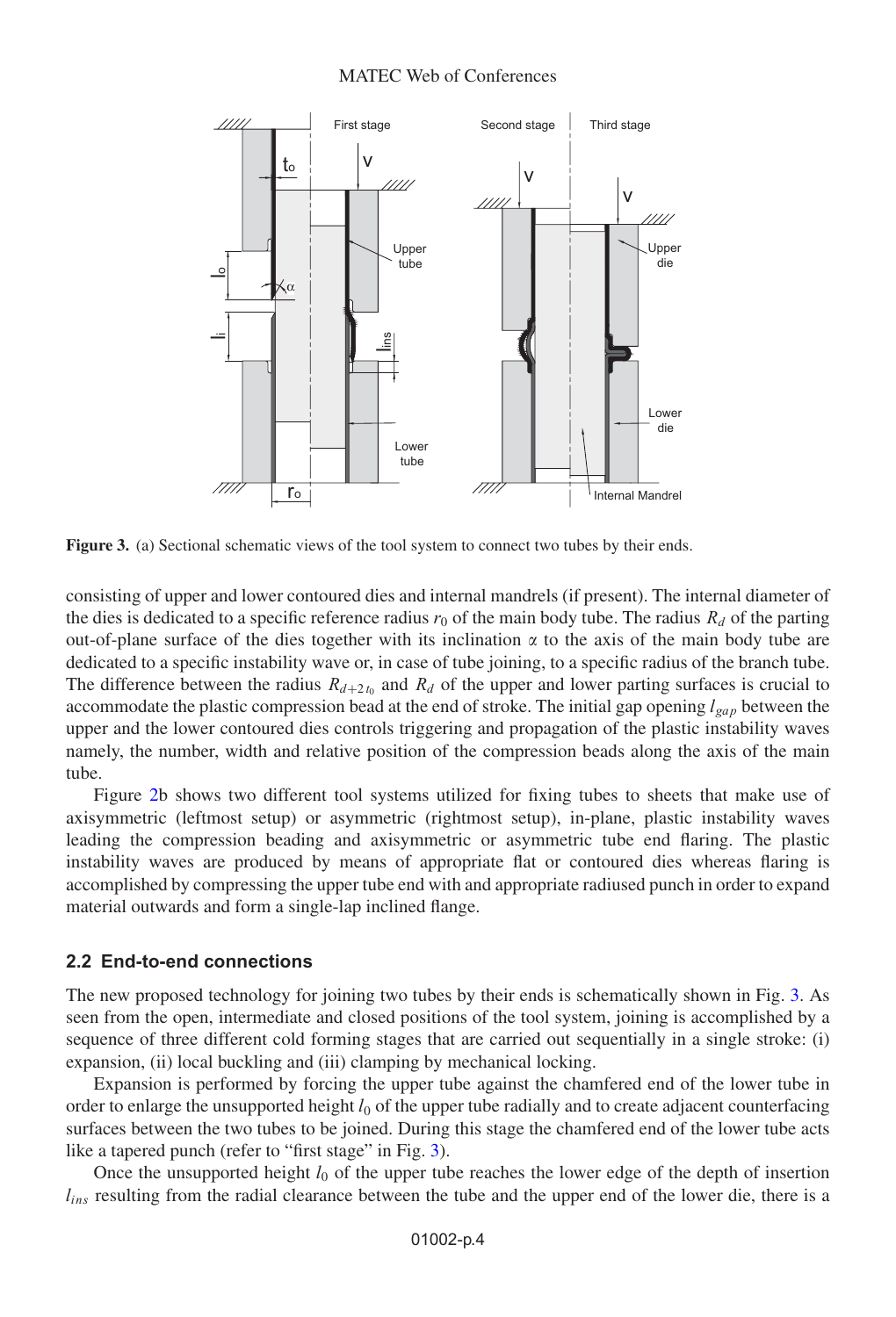**Figure 3.** (a) Sectional schematic views of the tool system to connect two tubes by their ends.

consisting of upper and lower contoured dies and internal mandrels (if present). The internal diameter of the dies is dedicated to a specific reference radius $r_0$ of the main body tube. The radius $R_d$ of the parting out-of-plane surface of the dies together with its inclination $\alpha$ to the axis of the main body tube are dedicated to a specific instability wave or, in case of tube joining, to a specific radius of the branch tube. The difference between the radius $R_{d+2t_0}$ and $R_d$ of the upper and lower parting surfaces is crucial to accommodate the plastic compression bead at the end of stroke. The initial gap opening $l_{gap}$ between the upper and the lower contoured dies controls triggering and propagation of the plastic instability waves namely, the number, width and relative position of the compression beads along the axis of the main tube.

Figure 2b shows two different tool systems utilized for fixing tubes to sheets that make use of axisymmetric (leftmost setup) or asymmetric (rightmost setup), in-plane, plastic instability waves leading the compression beading and axisymmetric or asymmetric tube end flaring. The plastic instability waves are produced by means of appropriate flat or contoured dies whereas flaring is accomplished by compressing the upper tube end with and appropriate radiused punch in order to expand material outwards and form a single-lap inclined flange.

## 2.2 End-to-end connections

The new proposed technology for joining two tubes by their ends is schematically shown in Fig. 3. As seen from the open, intermediate and closed positions of the tool system, joining is accomplished by a sequence of three different cold forming stages that are carried out sequentially in a single stroke: (i) expansion, (ii) local buckling and (iii) clamping by mechanical locking.

Expansion is performed by forcing the upper tube against the chamfered end of the lower tube in order to enlarge the unsupported height $l_0$ of the upper tube radially and to create adjacent counterfacing surfaces between the two tubes to be joined. During this stage the chamfered end of the lower tube acts like a tapered punch (refer to "first stage" in Fig. 3).

Once the unsupported height $l_0$ of the upper tube reaches the lower edge of the depth of insertion $l_{ins}$ resulting from the radial clearance between the tube and the upper end of the lower die, there is a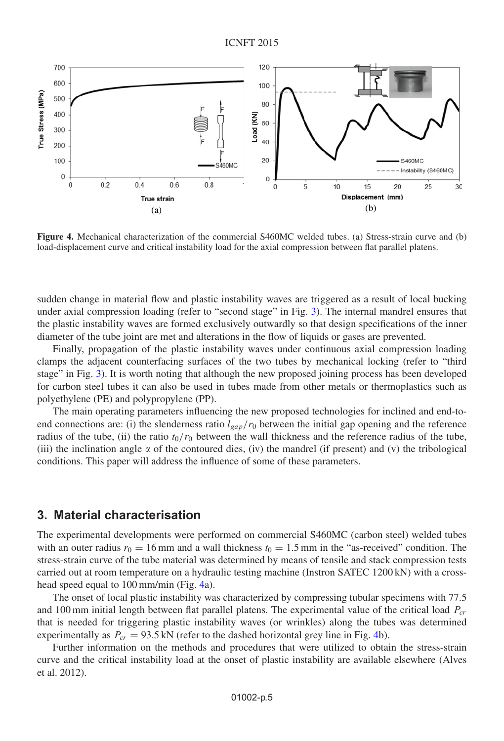**Figure 4.** Mechanical characterization of the commercial S460MC welded tubes. (a) Stress-strain curve and (b) load-displacement curve and critical instability load for the axial compression between flat parallel platens.

sudden change in material flow and plastic instability waves are triggered as a result of local bucking under axial compression loading (refer to "second stage" in Fig. 3). The internal mandrel ensures that the plastic instability waves are formed exclusively outwardly so that design specifications of the inner diameter of the tube joint are met and alterations in the flow of liquids or gases are prevented.

Finally, propagation of the plastic instability waves under continuous axial compression loading clamps the adjacent counterfacing surfaces of the two tubes by mechanical locking (refer to "third stage" in Fig. 3). It is worth noting that although the new proposed joining process has been developed for carbon steel tubes it can also be used in tubes made from other metals or thermoplastics such as polyethylene (PE) and polypropylene (PP).

The main operating parameters influencing the new proposed technologies for inclined and end-to-end connections are: (i) the slenderness ratio $l_{gap}/r_0$ between the initial gap opening and the reference radius of the tube, (ii) the ratio $t_0/r_0$ between the wall thickness and the reference radius of the tube, (iii) the inclination angle $\alpha$ of the contoured dies, (iv) the mandrel (if present) and (v) the tribological conditions. This paper will address the influence of some of these parameters.

## 3. Material characterisation

The experimental developments were performed on commercial S460MC (carbon steel) welded tubes with an outer radius $r_0 = 16$ mm and a wall thickness $t_0 = 1.5$ mm in the "as-received" condition. The stress-strain curve of the tube material was determined by means of tensile and stack compression tests carried out at room temperature on a hydraulic testing machine (Instron SATEC 1200 kN) with a cross-head speed equal to 100 mm/min (Fig. 4a).

The onset of local plastic instability was characterized by compressing tubular specimens with 77.5 and 100 mm initial length between flat parallel platens. The experimental value of the critical load $P_{cr}$ that is needed for triggering plastic instability waves (or wrinkles) along the tubes was determined experimentally as $P_{cr} = 93.5$ kN (refer to the dashed horizontal grey line in Fig. 4b).

Further information on the methods and procedures that were utilized to obtain the stress-strain curve and the critical instability load at the onset of plastic instability are available elsewhere (Alves et al. 2012).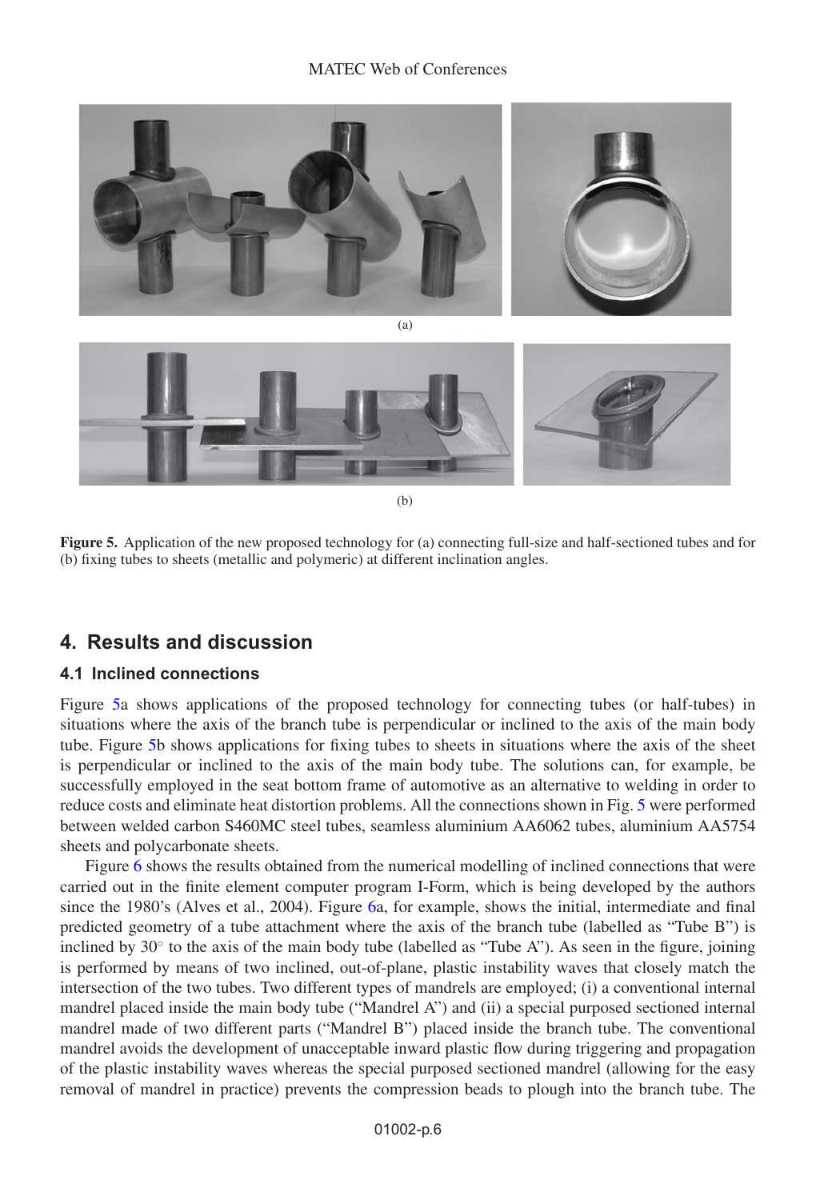(a)

(b)

**Figure 5.** Application of the new proposed technology for (a) connecting full-size and half-sectioned tubes and for (b) fixing tubes to sheets (metallic and polymeric) at different inclination angles.

## 4. Results and discussion

### 4.1 Inclined connections

Figure 5a shows applications of the proposed technology for connecting tubes (or half-tubes) in situations where the axis of the branch tube is perpendicular or inclined to the axis of the main body tube. Figure 5b shows applications for fixing tubes to sheets in situations where the axis of the sheet is perpendicular or inclined to the axis of the main body tube. The solutions can, for example, be successfully employed in the seat bottom frame of automotive as an alternative to welding in order to reduce costs and eliminate heat distortion problems. All the connections shown in Fig. 5 were performed between welded carbon S460MC steel tubes, seamless aluminium AA6062 tubes, aluminium AA5754 sheets and polycarbonate sheets.

Figure 6 shows the results obtained from the numerical modelling of inclined connections that were carried out in the finite element computer program I-Form, which is being developed by the authors since the 1980's (Alves et al., 2004). Figure 6a, for example, shows the initial, intermediate and final predicted geometry of a tube attachment where the axis of the branch tube (labelled as "Tube B") is inclined by 30° to the axis of the main body tube (labelled as "Tube A"). As seen in the figure, joining is performed by means of two inclined, out-of-plane, plastic instability waves that closely match the intersection of the two tubes. Two different types of mandrels are employed; (i) a conventional internal mandrel placed inside the main body tube ("Mandrel A") and (ii) a special purposed sectioned internal mandrel made of two different parts ("Mandrel B") placed inside the branch tube. The conventional mandrel avoids the development of unacceptable inward plastic flow during triggering and propagation of the plastic instability waves whereas the special purposed sectioned mandrel (allowing for the easy removal of mandrel in practice) prevents the compression beads to plough into the branch tube. The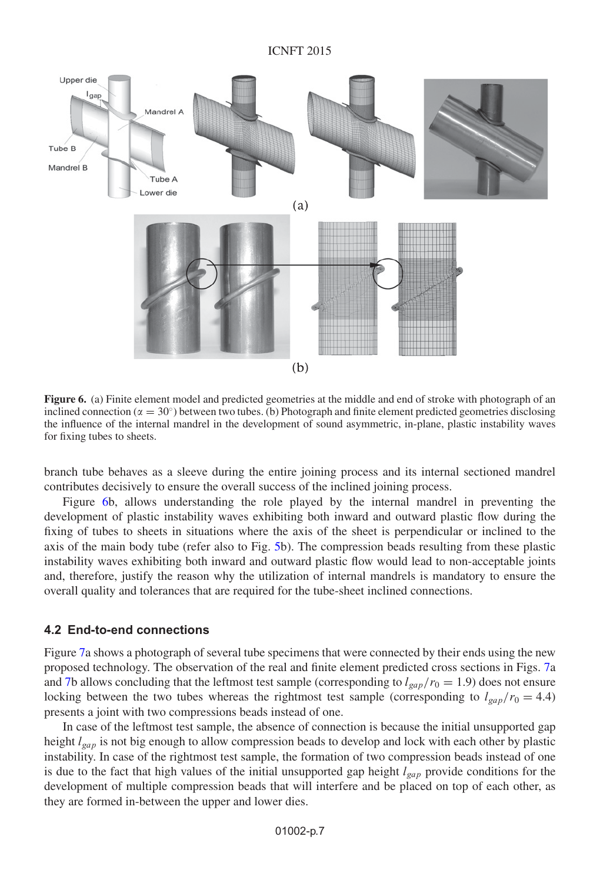**Figure 6.** (a) Finite element model and predicted geometries at the middle and end of stroke with photograph of an inclined connection ($\alpha = 30^{\circ}$) between two tubes. (b) Photograph and finite element predicted geometries disclosing the influence of the internal mandrel in the development of sound asymmetric, in-plane, plastic instability waves for fixing tubes to sheets.

branch tube behaves as a sleeve during the entire joining process and its internal sectioned mandrel contributes decisively to ensure the overall success of the inclined joining process.

Figure 6b, allows understanding the role played by the internal mandrel in preventing the development of plastic instability waves exhibiting both inward and outward plastic flow during the fixing of tubes to sheets in situations where the axis of the sheet is perpendicular or inclined to the axis of the main body tube (refer also to Fig. 5b). The compression beads resulting from these plastic instability waves exhibiting both inward and outward plastic flow would lead to non-acceptable joints and, therefore, justify the reason why the utilization of internal mandrels is mandatory to ensure the overall quality and tolerances that are required for the tube-sheet inclined connections.

### 4.2 End-to-end connections

Figure 7a shows a photograph of several tube specimens that were connected by their ends using the new proposed technology. The observation of the real and finite element predicted cross sections in Figs. 7a and 7b allows concluding that the leftmost test sample (corresponding to $l_{gap}/r_0 = 1.9$) does not ensure locking between the two tubes whereas the rightmost test sample (corresponding to $l_{gap}/r_0 = 4.4$) presents a joint with two compressions beads instead of one.

In case of the leftmost test sample, the absence of connection is because the initial unsupported gap height $l_{gap}$ is not big enough to allow compression beads to develop and lock with each other by plastic instability. In case of the rightmost test sample, the formation of two compression beads instead of one is due to the fact that high values of the initial unsupported gap height $l_{gap}$ provide conditions for the development of multiple compression beads that will interfere and be placed on top of each other, as they are formed in-between the upper and lower dies.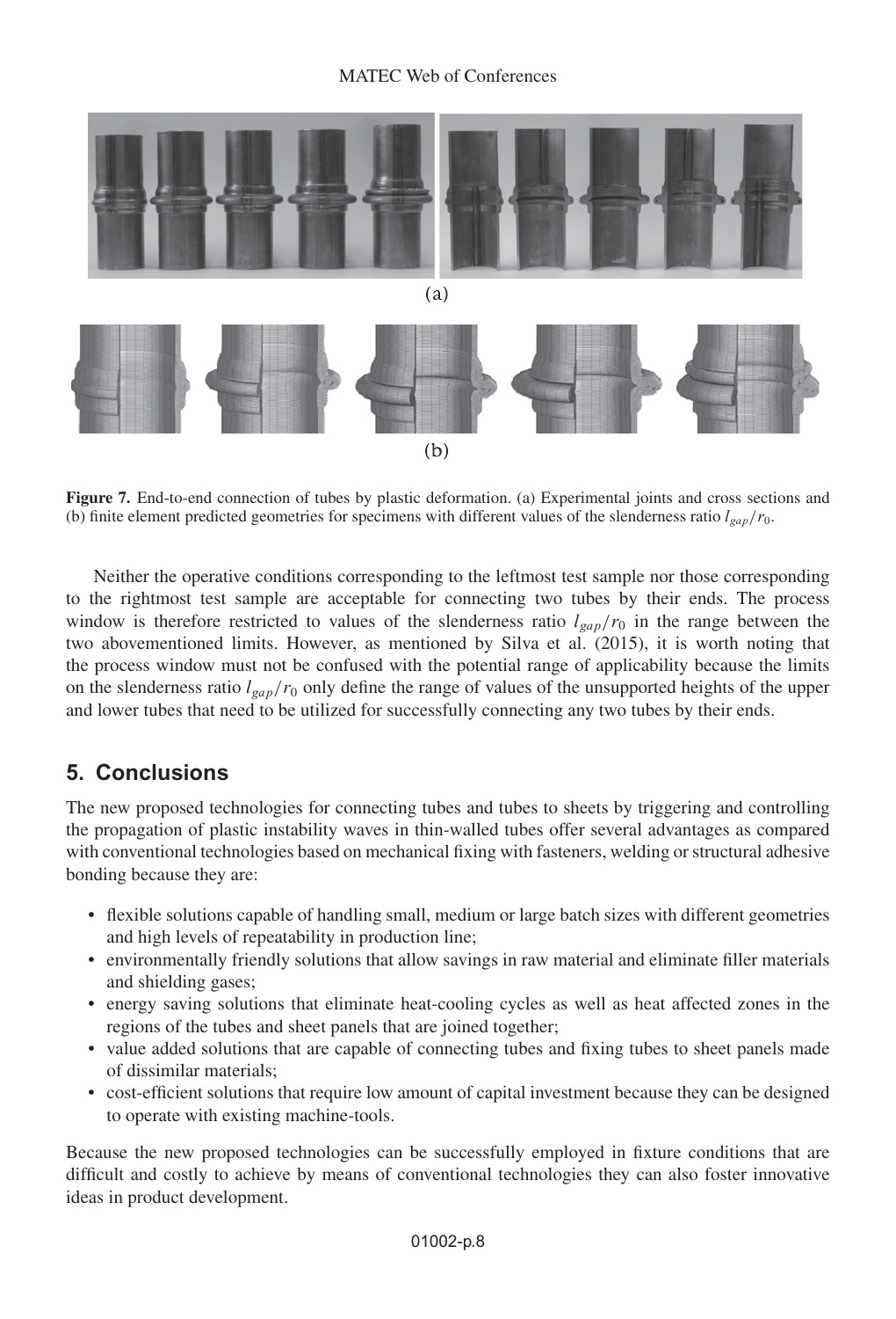(a)

(b)

**Figure 7.** End-to-end connection of tubes by plastic deformation. (a) Experimental joints and cross sections and (b) finite element predicted geometries for specimens with different values of the slenderness ratio $l_{gap}/r_0$.

Neither the operative conditions corresponding to the leftmost test sample nor those corresponding to the rightmost test sample are acceptable for connecting two tubes by their ends. The process window is therefore restricted to values of the slenderness ratio $l_{gap}/r_0$ in the range between the two abovementioned limits. However, as mentioned by Silva et al. (2015), it is worth noting that the process window must not be confused with the potential range of applicability because the limits on the slenderness ratio $l_{gap}/r_0$ only define the range of values of the unsupported heights of the upper and lower tubes that need to be utilized for successfully connecting any two tubes by their ends.

## 5. Conclusions

The new proposed technologies for connecting tubes and tubes to sheets by triggering and controlling the propagation of plastic instability waves in thin-walled tubes offer several advantages as compared with conventional technologies based on mechanical fixing with fasteners, welding or structural adhesive bonding because they are:

- flexible solutions capable of handling small, medium or large batch sizes with different geometries and high levels of repeatability in production line;
- environmentally friendly solutions that allow savings in raw material and eliminate filler materials and shielding gases;
- energy saving solutions that eliminate heat-cooling cycles as well as heat affected zones in the regions of the tubes and sheet panels that are joined together;
- value added solutions that are capable of connecting tubes and fixing tubes to sheet panels made of dissimilar materials;
- cost-efficient solutions that require low amount of capital investment because they can be designed to operate with existing machine-tools.

Because the new proposed technologies can be successfully employed in fixture conditions that are difficult and costly to achieve by means of conventional technologies they can also foster innovative ideas in product development.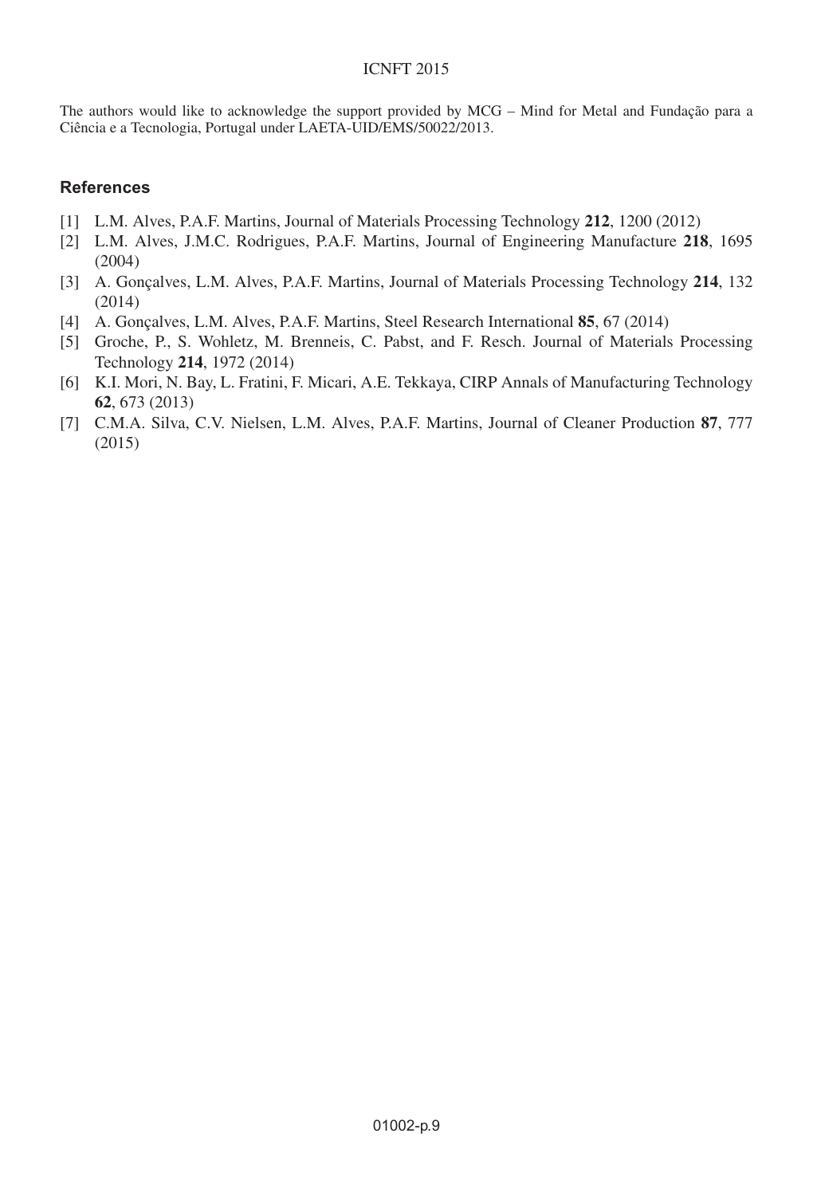The authors would like to acknowledge the support provided by MCG – Mind for Metal and Fundação para a Ciência e a Tecnologia, Portugal under LAETA-UID/EMS/50022/2013.

## References

[1] L.M. Alves, P.A.F. Martins, Journal of Materials Processing Technology **212**, 1200 (2012)

[2] L.M. Alves, J.M.C. Rodrigues, P.A.F. Martins, Journal of Engineering Manufacture **218**, 1695 (2004)

[3] A. Gonçalves, L.M. Alves, P.A.F. Martins, Journal of Materials Processing Technology **214**, 132 (2014)

[4] A. Gonçalves, L.M. Alves, P.A.F. Martins, Steel Research International **85**, 67 (2014)

[5] Groche, P., S. Wohletz, M. Brenneis, C. Pabst, and F. Resch. Journal of Materials Processing Technology **214**, 1972 (2014)

[6] K.I. Mori, N. Bay, L. Fratini, F. Micari, A.E. Tekkaya, CIRP Annals of Manufacturing Technology **62**, 673 (2013)

[7] C.M.A. Silva, C.V. Nielsen, L.M. Alves, P.A.F. Martins, Journal of Cleaner Production **87**, 777 (2015)